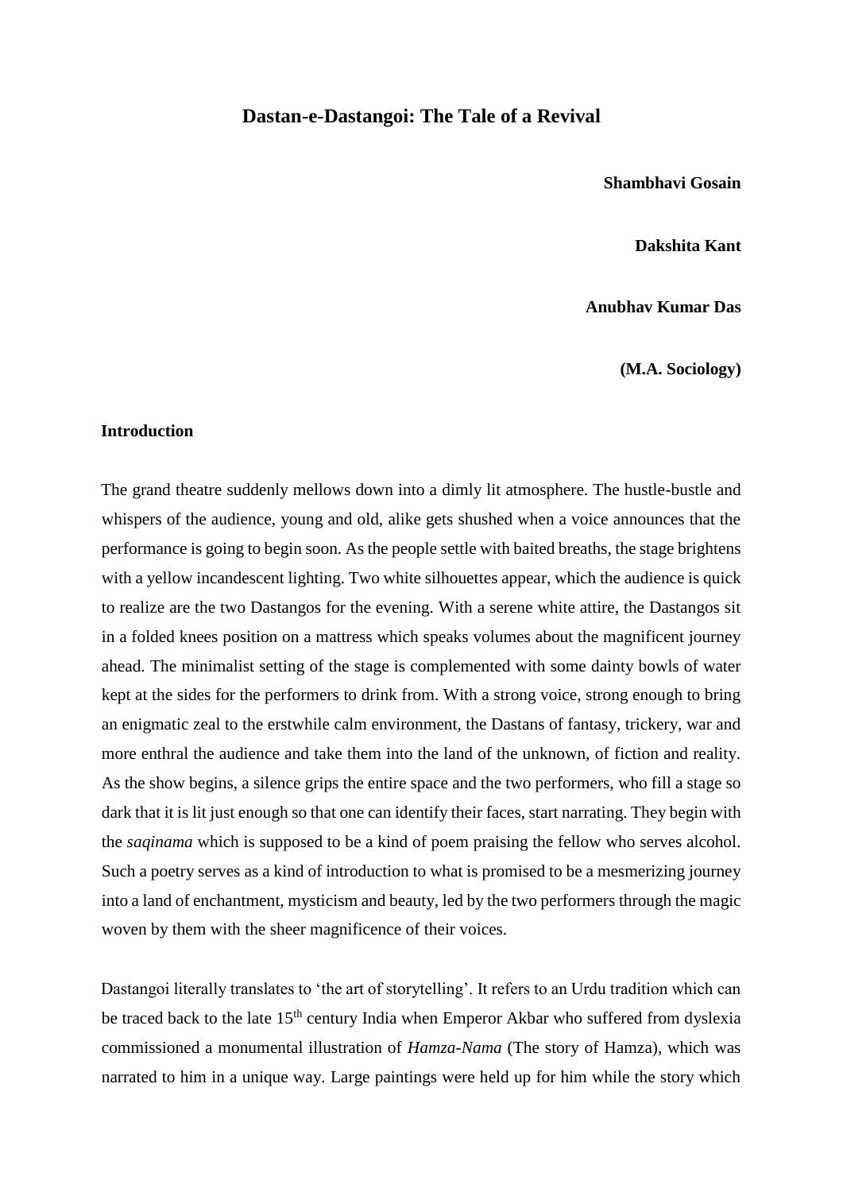# Dastan-e-Dastangoi: The Tale of a Revival

**Shambhavi Gosain**

**Dakshita Kant**

**Anubhav Kumar Das**

**(M.A. Sociology)**

## Introduction

The grand theatre suddenly mellows down into a dimly lit atmosphere. The hustle-bustle and whispers of the audience, young and old, alike gets shushed when a voice announces that the performance is going to begin soon. As the people settle with baited breaths, the stage brightens with a yellow incandescent lighting. Two white silhouettes appear, which the audience is quick to realize are the two Dastangos for the evening. With a serene white attire, the Dastangos sit in a folded knees position on a mattress which speaks volumes about the magnificent journey ahead. The minimalist setting of the stage is complemented with some dainty bowls of water kept at the sides for the performers to drink from. With a strong voice, strong enough to bring an enigmatic zeal to the erstwhile calm environment, the Dastans of fantasy, trickery, war and more enthral the audience and take them into the land of the unknown, of fiction and reality. As the show begins, a silence grips the entire space and the two performers, who fill a stage so dark that it is lit just enough so that one can identify their faces, start narrating. They begin with the *saqinama* which is supposed to be a kind of poem praising the fellow who serves alcohol. Such a poetry serves as a kind of introduction to what is promised to be a mesmerizing journey into a land of enchantment, mysticism and beauty, led by the two performers through the magic woven by them with the sheer magnificence of their voices.

Dastangoi literally translates to 'the art of storytelling'. It refers to an Urdu tradition which can be traced back to the late 15th century India when Emperor Akbar who suffered from dyslexia commissioned a monumental illustration of *Hamza-Nama* (The story of Hamza), which was narrated to him in a unique way. Large paintings were held up for him while the story which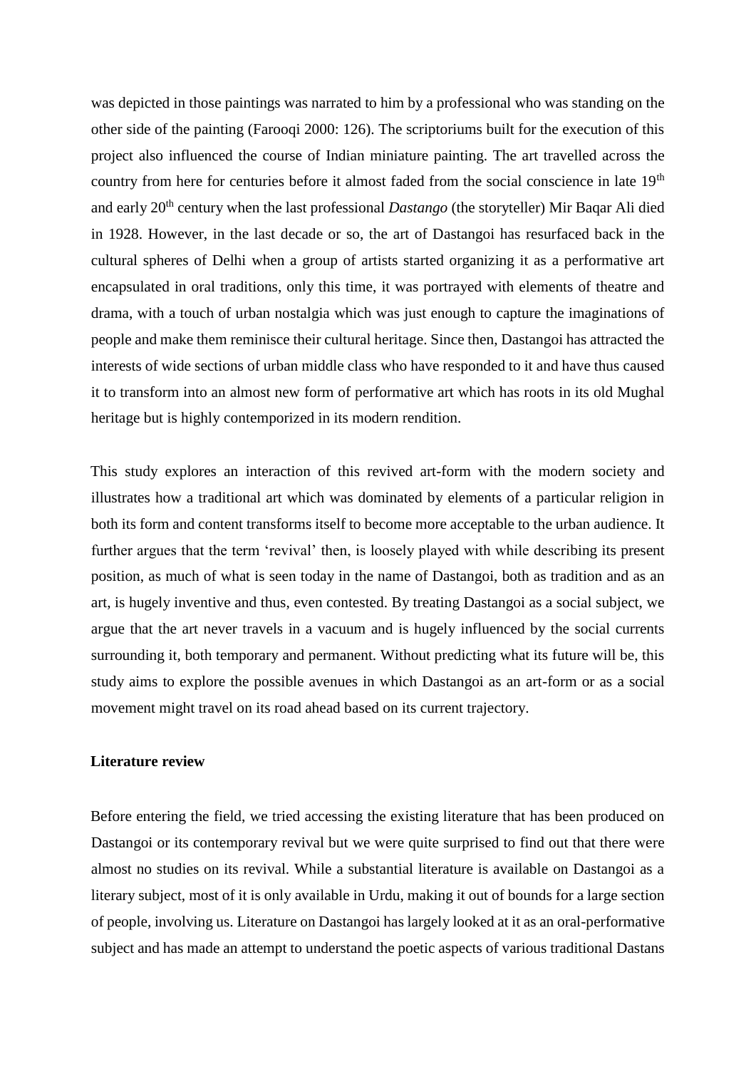was depicted in those paintings was narrated to him by a professional who was standing on the other side of the painting (Farooqi 2000: 126). The scriptoriums built for the execution of this project also influenced the course of Indian miniature painting. The art travelled across the country from here for centuries before it almost faded from the social conscience in late 19th and early 20th century when the last professional *Dastango* (the storyteller) Mir Baqar Ali died in 1928. However, in the last decade or so, the art of Dastangoi has resurfaced back in the cultural spheres of Delhi when a group of artists started organizing it as a performative art encapsulated in oral traditions, only this time, it was portrayed with elements of theatre and drama, with a touch of urban nostalgia which was just enough to capture the imaginations of people and make them reminisce their cultural heritage. Since then, Dastangoi has attracted the interests of wide sections of urban middle class who have responded to it and have thus caused it to transform into an almost new form of performative art which has roots in its old Mughal heritage but is highly contemporized in its modern rendition.

This study explores an interaction of this revived art-form with the modern society and illustrates how a traditional art which was dominated by elements of a particular religion in both its form and content transforms itself to become more acceptable to the urban audience. It further argues that the term 'revival' then, is loosely played with while describing its present position, as much of what is seen today in the name of Dastangoi, both as tradition and as an art, is hugely inventive and thus, even contested. By treating Dastangoi as a social subject, we argue that the art never travels in a vacuum and is hugely influenced by the social currents surrounding it, both temporary and permanent. Without predicting what its future will be, this study aims to explore the possible avenues in which Dastangoi as an art-form or as a social movement might travel on its road ahead based on its current trajectory.

## Literature review

Before entering the field, we tried accessing the existing literature that has been produced on Dastangoi or its contemporary revival but we were quite surprised to find out that there were almost no studies on its revival. While a substantial literature is available on Dastangoi as a literary subject, most of it is only available in Urdu, making it out of bounds for a large section of people, involving us. Literature on Dastangoi has largely looked at it as an oral-performative subject and has made an attempt to understand the poetic aspects of various traditional Dastans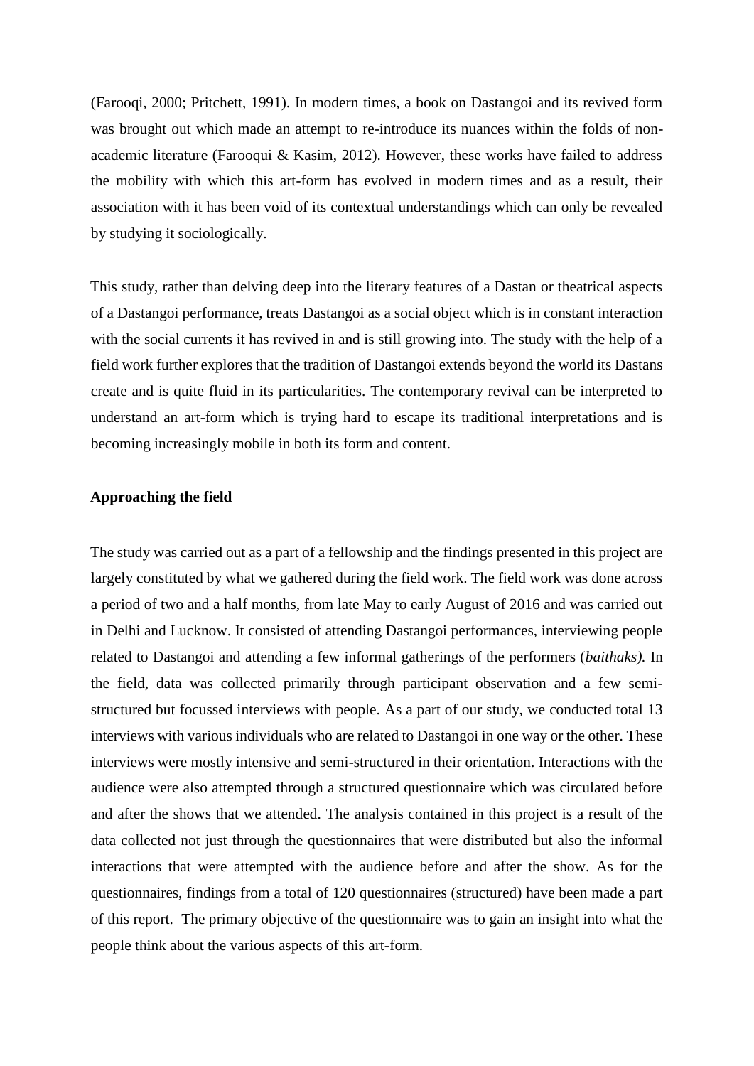(Farooqi, 2000; Pritchett, 1991). In modern times, a book on Dastangoi and its revived form was brought out which made an attempt to re-introduce its nuances within the folds of non-academic literature (Farooqui & Kasim, 2012). However, these works have failed to address the mobility with which this art-form has evolved in modern times and as a result, their association with it has been void of its contextual understandings which can only be revealed by studying it sociologically.

This study, rather than delving deep into the literary features of a Dastan or theatrical aspects of a Dastangoi performance, treats Dastangoi as a social object which is in constant interaction with the social currents it has revived in and is still growing into. The study with the help of a field work further explores that the tradition of Dastangoi extends beyond the world its Dastans create and is quite fluid in its particularities. The contemporary revival can be interpreted to understand an art-form which is trying hard to escape its traditional interpretations and is becoming increasingly mobile in both its form and content.

**Approaching the field**

The study was carried out as a part of a fellowship and the findings presented in this project are largely constituted by what we gathered during the field work. The field work was done across a period of two and a half months, from late May to early August of 2016 and was carried out in Delhi and Lucknow. It consisted of attending Dastangoi performances, interviewing people related to Dastangoi and attending a few informal gatherings of the performers (*baithaks).* In the field, data was collected primarily through participant observation and a few semi-structured but focussed interviews with people. As a part of our study, we conducted total 13 interviews with various individuals who are related to Dastangoi in one way or the other. These interviews were mostly intensive and semi-structured in their orientation. Interactions with the audience were also attempted through a structured questionnaire which was circulated before and after the shows that we attended. The analysis contained in this project is a result of the data collected not just through the questionnaires that were distributed but also the informal interactions that were attempted with the audience before and after the show. As for the questionnaires, findings from a total of 120 questionnaires (structured) have been made a part of this report. The primary objective of the questionnaire was to gain an insight into what the people think about the various aspects of this art-form.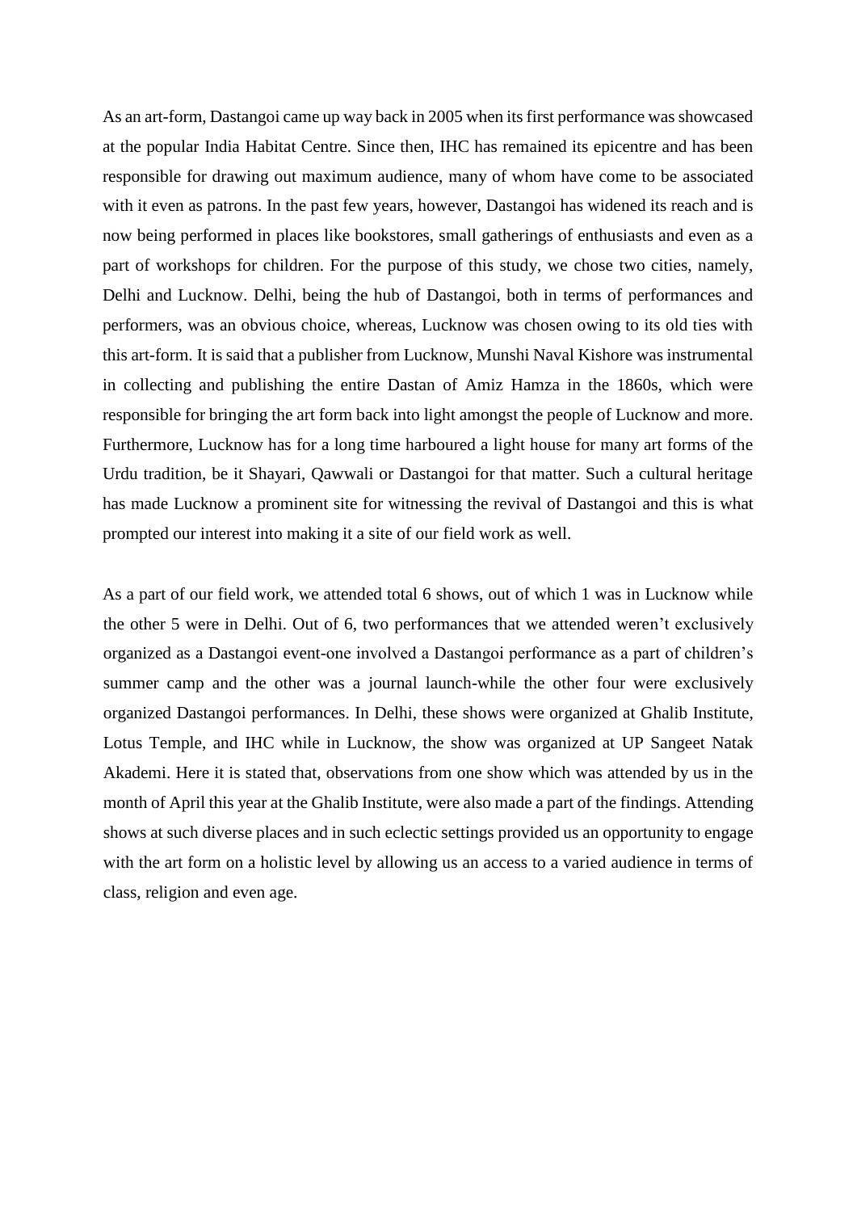As an art-form, Dastangoi came up way back in 2005 when its first performance was showcased at the popular India Habitat Centre. Since then, IHC has remained its epicentre and has been responsible for drawing out maximum audience, many of whom have come to be associated with it even as patrons. In the past few years, however, Dastangoi has widened its reach and is now being performed in places like bookstores, small gatherings of enthusiasts and even as a part of workshops for children. For the purpose of this study, we chose two cities, namely, Delhi and Lucknow. Delhi, being the hub of Dastangoi, both in terms of performances and performers, was an obvious choice, whereas, Lucknow was chosen owing to its old ties with this art-form. It is said that a publisher from Lucknow, Munshi Naval Kishore was instrumental in collecting and publishing the entire Dastan of Amiz Hamza in the 1860s, which were responsible for bringing the art form back into light amongst the people of Lucknow and more. Furthermore, Lucknow has for a long time harboured a light house for many art forms of the Urdu tradition, be it Shayari, Qawwali or Dastangoi for that matter. Such a cultural heritage has made Lucknow a prominent site for witnessing the revival of Dastangoi and this is what prompted our interest into making it a site of our field work as well.

As a part of our field work, we attended total 6 shows, out of which 1 was in Lucknow while the other 5 were in Delhi. Out of 6, two performances that we attended weren't exclusively organized as a Dastangoi event-one involved a Dastangoi performance as a part of children's summer camp and the other was a journal launch-while the other four were exclusively organized Dastangoi performances. In Delhi, these shows were organized at Ghalib Institute, Lotus Temple, and IHC while in Lucknow, the show was organized at UP Sangeet Natak Akademi. Here it is stated that, observations from one show which was attended by us in the month of April this year at the Ghalib Institute, were also made a part of the findings. Attending shows at such diverse places and in such eclectic settings provided us an opportunity to engage with the art form on a holistic level by allowing us an access to a varied audience in terms of class, religion and even age.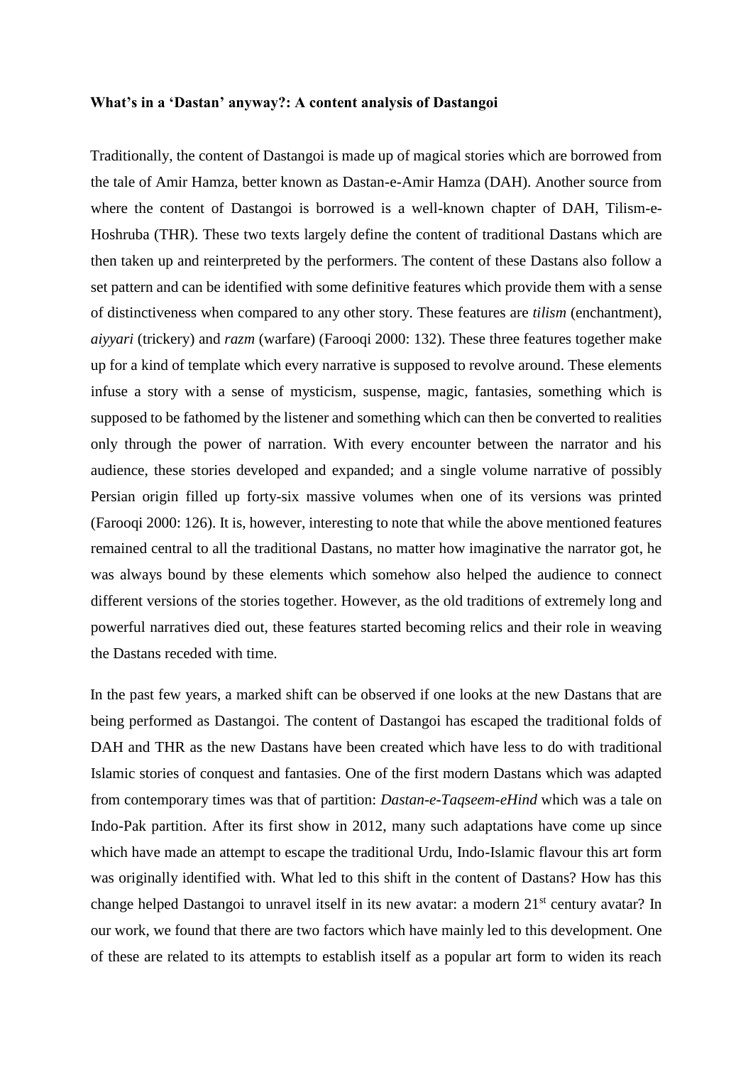**What's in a 'Dastan' anyway?: A content analysis of Dastangoi**

Traditionally, the content of Dastangoi is made up of magical stories which are borrowed from the tale of Amir Hamza, better known as Dastan-e-Amir Hamza (DAH). Another source from where the content of Dastangoi is borrowed is a well-known chapter of DAH, Tilism-e-Hoshruba (THR). These two texts largely define the content of traditional Dastans which are then taken up and reinterpreted by the performers. The content of these Dastans also follow a set pattern and can be identified with some definitive features which provide them with a sense of distinctiveness when compared to any other story. These features are *tilism* (enchantment), *aiyyari* (trickery) and *razm* (warfare) (Farooqi 2000: 132). These three features together make up for a kind of template which every narrative is supposed to revolve around. These elements infuse a story with a sense of mysticism, suspense, magic, fantasies, something which is supposed to be fathomed by the listener and something which can then be converted to realities only through the power of narration. With every encounter between the narrator and his audience, these stories developed and expanded; and a single volume narrative of possibly Persian origin filled up forty-six massive volumes when one of its versions was printed (Farooqi 2000: 126). It is, however, interesting to note that while the above mentioned features remained central to all the traditional Dastans, no matter how imaginative the narrator got, he was always bound by these elements which somehow also helped the audience to connect different versions of the stories together. However, as the old traditions of extremely long and powerful narratives died out, these features started becoming relics and their role in weaving the Dastans receded with time.

In the past few years, a marked shift can be observed if one looks at the new Dastans that are being performed as Dastangoi. The content of Dastangoi has escaped the traditional folds of DAH and THR as the new Dastans have been created which have less to do with traditional Islamic stories of conquest and fantasies. One of the first modern Dastans which was adapted from contemporary times was that of partition: *Dastan-e-Taqseem-eHind* which was a tale on Indo-Pak partition. After its first show in 2012, many such adaptations have come up since which have made an attempt to escape the traditional Urdu, Indo-Islamic flavour this art form was originally identified with. What led to this shift in the content of Dastans? How has this change helped Dastangoi to unravel itself in its new avatar: a modern 21st century avatar? In our work, we found that there are two factors which have mainly led to this development. One of these are related to its attempts to establish itself as a popular art form to widen its reach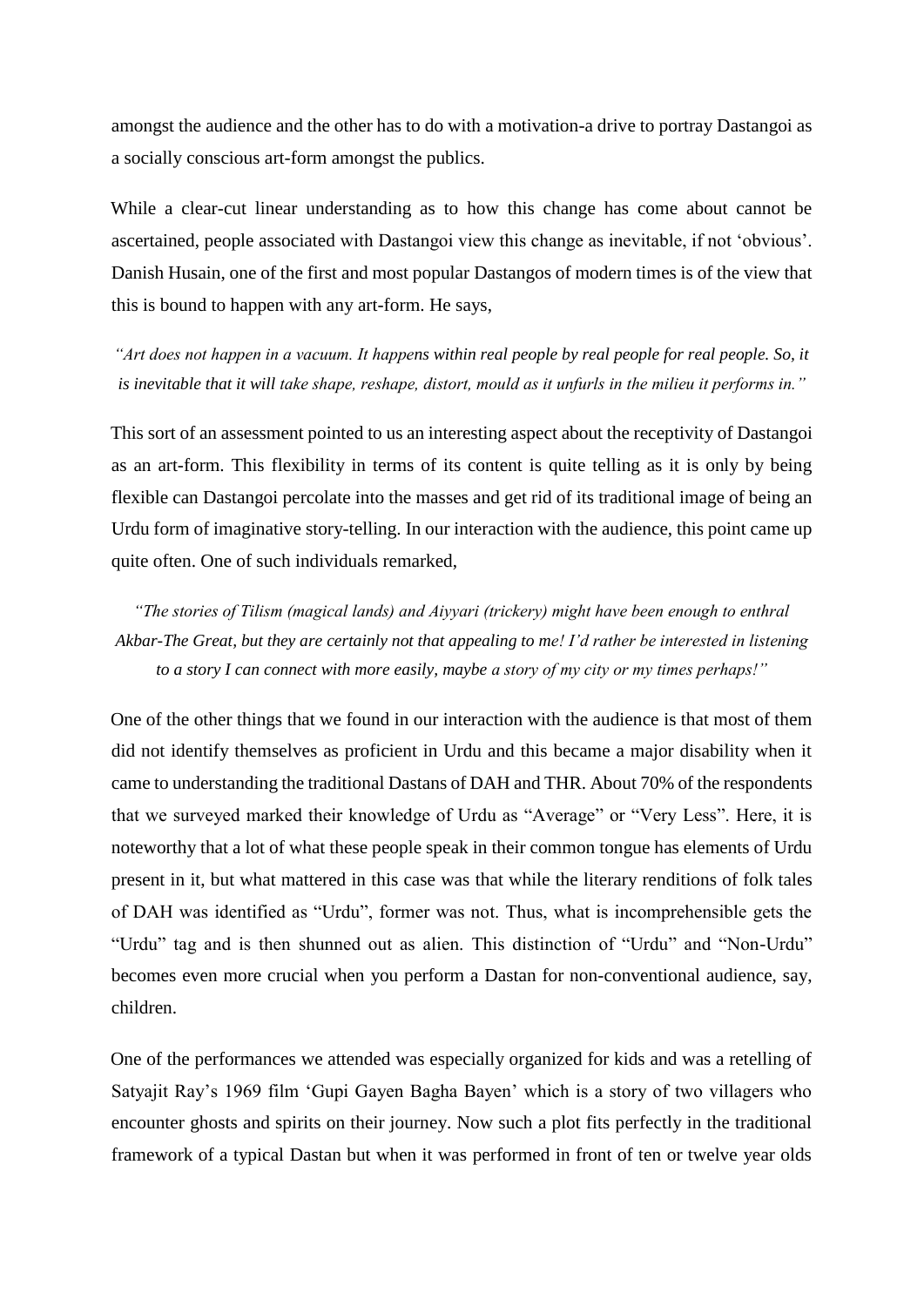amongst the audience and the other has to do with a motivation-a drive to portray Dastangoi as a socially conscious art-form amongst the publics.

While a clear-cut linear understanding as to how this change has come about cannot be ascertained, people associated with Dastangoi view this change as inevitable, if not 'obvious'. Danish Husain, one of the first and most popular Dastangos of modern times is of the view that this is bound to happen with any art-form. He says,

*"Art does not happen in a vacuum. It happens within real people by real people for real people. So, it is inevitable that it will take shape, reshape, distort, mould as it unfurls in the milieu it performs in."*

This sort of an assessment pointed to us an interesting aspect about the receptivity of Dastangoi as an art-form. This flexibility in terms of its content is quite telling as it is only by being flexible can Dastangoi percolate into the masses and get rid of its traditional image of being an Urdu form of imaginative story-telling. In our interaction with the audience, this point came up quite often. One of such individuals remarked,

*"The stories of Tilism (magical lands) and Aiyyari (trickery) might have been enough to enthral Akbar-The Great, but they are certainly not that appealing to me! I'd rather be interested in listening to a story I can connect with more easily, maybe a story of my city or my times perhaps!"*

One of the other things that we found in our interaction with the audience is that most of them did not identify themselves as proficient in Urdu and this became a major disability when it came to understanding the traditional Dastans of DAH and THR. About 70% of the respondents that we surveyed marked their knowledge of Urdu as "Average" or "Very Less". Here, it is noteworthy that a lot of what these people speak in their common tongue has elements of Urdu present in it, but what mattered in this case was that while the literary renditions of folk tales of DAH was identified as "Urdu", former was not. Thus, what is incomprehensible gets the "Urdu" tag and is then shunned out as alien. This distinction of "Urdu" and "Non-Urdu" becomes even more crucial when you perform a Dastan for non-conventional audience, say, children.

One of the performances we attended was especially organized for kids and was a retelling of Satyajit Ray's 1969 film 'Gupi Gayen Bagha Bayen' which is a story of two villagers who encounter ghosts and spirits on their journey. Now such a plot fits perfectly in the traditional framework of a typical Dastan but when it was performed in front of ten or twelve year olds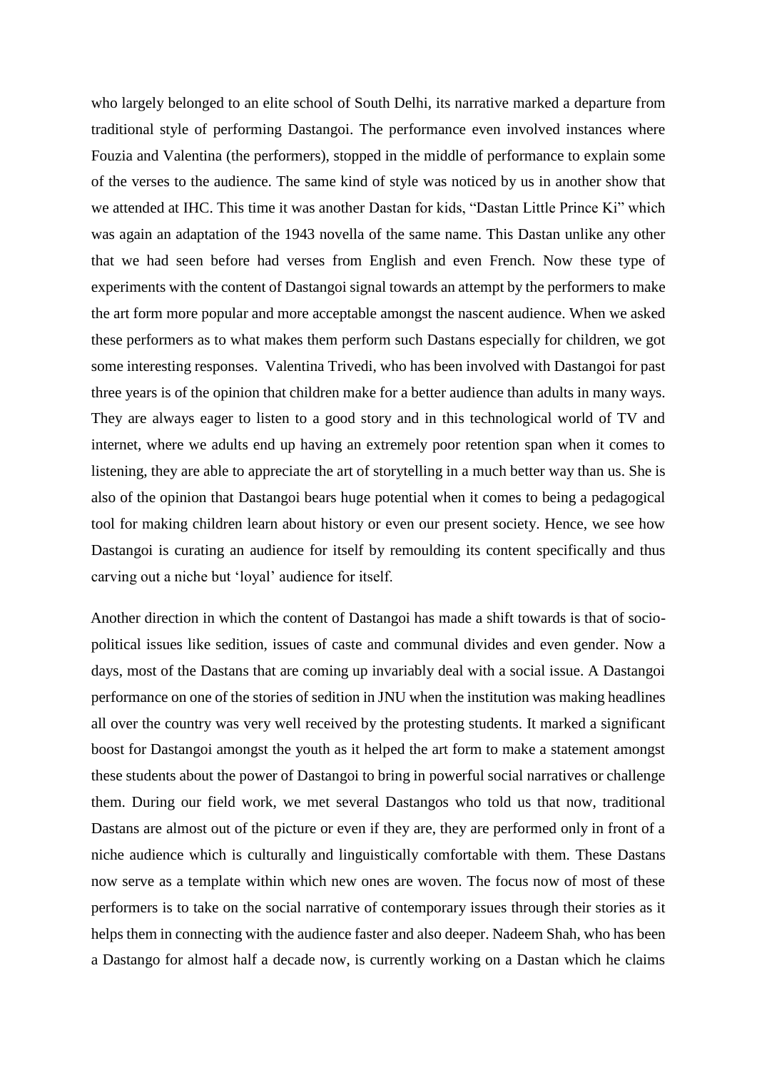who largely belonged to an elite school of South Delhi, its narrative marked a departure from traditional style of performing Dastangoi. The performance even involved instances where Fouzia and Valentina (the performers), stopped in the middle of performance to explain some of the verses to the audience. The same kind of style was noticed by us in another show that we attended at IHC. This time it was another Dastan for kids, "Dastan Little Prince Ki" which was again an adaptation of the 1943 novella of the same name. This Dastan unlike any other that we had seen before had verses from English and even French. Now these type of experiments with the content of Dastangoi signal towards an attempt by the performers to make the art form more popular and more acceptable amongst the nascent audience. When we asked these performers as to what makes them perform such Dastans especially for children, we got some interesting responses. Valentina Trivedi, who has been involved with Dastangoi for past three years is of the opinion that children make for a better audience than adults in many ways. They are always eager to listen to a good story and in this technological world of TV and internet, where we adults end up having an extremely poor retention span when it comes to listening, they are able to appreciate the art of storytelling in a much better way than us. She is also of the opinion that Dastangoi bears huge potential when it comes to being a pedagogical tool for making children learn about history or even our present society. Hence, we see how Dastangoi is curating an audience for itself by remoulding its content specifically and thus carving out a niche but 'loyal' audience for itself.

Another direction in which the content of Dastangoi has made a shift towards is that of socio-political issues like sedition, issues of caste and communal divides and even gender. Now a days, most of the Dastans that are coming up invariably deal with a social issue. A Dastangoi performance on one of the stories of sedition in JNU when the institution was making headlines all over the country was very well received by the protesting students. It marked a significant boost for Dastangoi amongst the youth as it helped the art form to make a statement amongst these students about the power of Dastangoi to bring in powerful social narratives or challenge them. During our field work, we met several Dastangos who told us that now, traditional Dastans are almost out of the picture or even if they are, they are performed only in front of a niche audience which is culturally and linguistically comfortable with them. These Dastans now serve as a template within which new ones are woven. The focus now of most of these performers is to take on the social narrative of contemporary issues through their stories as it helps them in connecting with the audience faster and also deeper. Nadeem Shah, who has been a Dastango for almost half a decade now, is currently working on a Dastan which he claims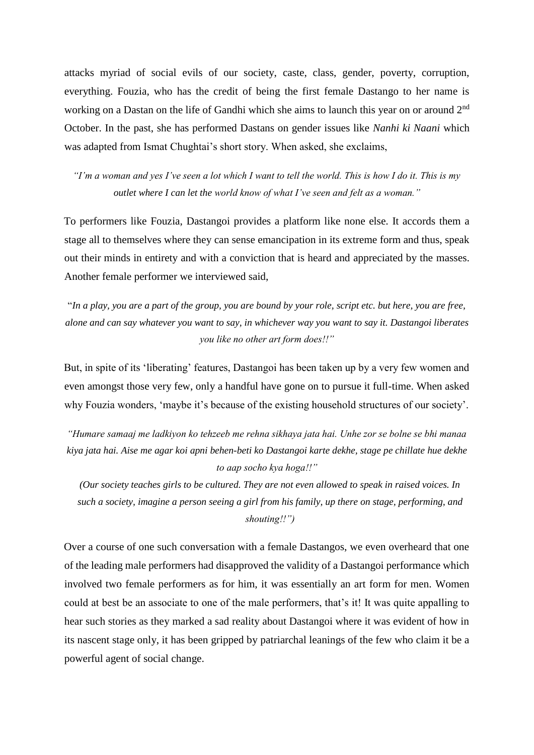attacks myriad of social evils of our society, caste, class, gender, poverty, corruption, everything. Fouzia, who has the credit of being the first female Dastango to her name is working on a Dastan on the life of Gandhi which she aims to launch this year on or around 2nd October. In the past, she has performed Dastans on gender issues like *Nanhi ki Naani* which was adapted from Ismat Chughtai's short story. When asked, she exclaims,

*"I'm a woman and yes I've seen a lot which I want to tell the world. This is how I do it. This is my outlet where I can let the world know of what I've seen and felt as a woman."*

To performers like Fouzia, Dastangoi provides a platform like none else. It accords them a stage all to themselves where they can sense emancipation in its extreme form and thus, speak out their minds in entirety and with a conviction that is heard and appreciated by the masses. Another female performer we interviewed said,

"*In a play, you are a part of the group, you are bound by your role, script etc. but here, you are free, alone and can say whatever you want to say, in whichever way you want to say it. Dastangoi liberates you like no other art form does!!"*

But, in spite of its 'liberating' features, Dastangoi has been taken up by a very few women and even amongst those very few, only a handful have gone on to pursue it full-time. When asked why Fouzia wonders, 'maybe it's because of the existing household structures of our society'.

*"Humare samaaj me ladkiyon ko tehzeeb me rehna sikhaya jata hai. Unhe zor se bolne se bhi manaa kiya jata hai. Aise me agar koi apni behen-beti ko Dastangoi karte dekhe, stage pe chillate hue dekhe to aap socho kya hoga!!"*

*(Our society teaches girls to be cultured. They are not even allowed to speak in raised voices. In such a society, imagine a person seeing a girl from his family, up there on stage, performing, and shouting!!")*

Over a course of one such conversation with a female Dastangos, we even overheard that one of the leading male performers had disapproved the validity of a Dastangoi performance which involved two female performers as for him, it was essentially an art form for men. Women could at best be an associate to one of the male performers, that's it! It was quite appalling to hear such stories as they marked a sad reality about Dastangoi where it was evident of how in its nascent stage only, it has been gripped by patriarchal leanings of the few who claim it be a powerful agent of social change.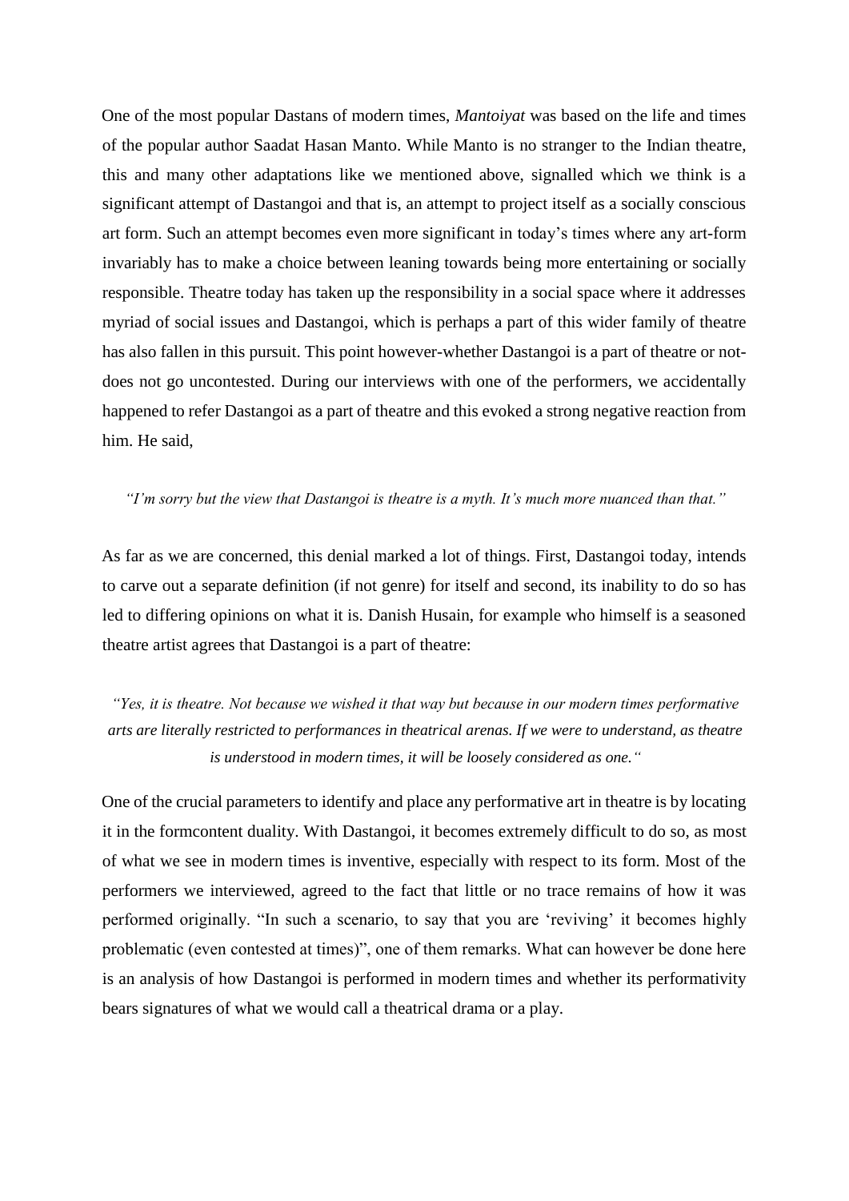One of the most popular Dastans of modern times, *Mantoiyat* was based on the life and times of the popular author Saadat Hasan Manto. While Manto is no stranger to the Indian theatre, this and many other adaptations like we mentioned above, signalled which we think is a significant attempt of Dastangoi and that is, an attempt to project itself as a socially conscious art form. Such an attempt becomes even more significant in today's times where any art-form invariably has to make a choice between leaning towards being more entertaining or socially responsible. Theatre today has taken up the responsibility in a social space where it addresses myriad of social issues and Dastangoi, which is perhaps a part of this wider family of theatre has also fallen in this pursuit. This point however-whether Dastangoi is a part of theatre or not-does not go uncontested. During our interviews with one of the performers, we accidentally happened to refer Dastangoi as a part of theatre and this evoked a strong negative reaction from him. He said,

*"I'm sorry but the view that Dastangoi is theatre is a myth. It's much more nuanced than that."*

As far as we are concerned, this denial marked a lot of things. First, Dastangoi today, intends to carve out a separate definition (if not genre) for itself and second, its inability to do so has led to differing opinions on what it is. Danish Husain, for example who himself is a seasoned theatre artist agrees that Dastangoi is a part of theatre:

*"Yes, it is theatre. Not because we wished it that way but because in our modern times performative arts are literally restricted to performances in theatrical arenas. If we were to understand, as theatre is understood in modern times, it will be loosely considered as one."*

One of the crucial parameters to identify and place any performative art in theatre is by locating it in the formcontent duality. With Dastangoi, it becomes extremely difficult to do so, as most of what we see in modern times is inventive, especially with respect to its form. Most of the performers we interviewed, agreed to the fact that little or no trace remains of how it was performed originally. "In such a scenario, to say that you are 'reviving' it becomes highly problematic (even contested at times)", one of them remarks. What can however be done here is an analysis of how Dastangoi is performed in modern times and whether its performativity bears signatures of what we would call a theatrical drama or a play.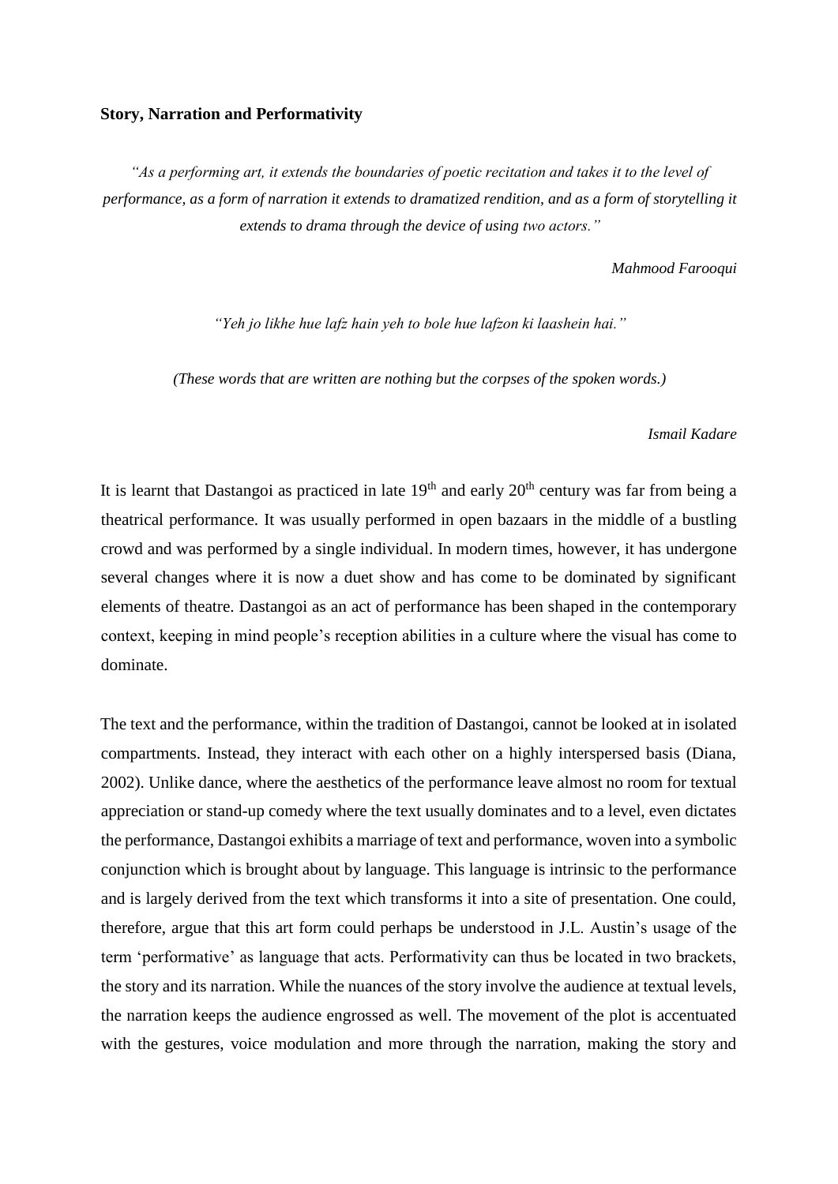**Story, Narration and Performativity**

*"As a performing art, it extends the boundaries of poetic recitation and takes it to the level of performance, as a form of narration it extends to dramatized rendition, and as a form of storytelling it extends to drama through the device of using two actors."*

*Mahmood Farooqui*

*"Yeh jo likhe hue lafz hain yeh to bole hue lafzon ki laashein hai."*

*(These words that are written are nothing but the corpses of the spoken words.)*

*Ismail Kadare*

It is learnt that Dastangoi as practiced in late 19th and early 20th century was far from being a theatrical performance. It was usually performed in open bazaars in the middle of a bustling crowd and was performed by a single individual. In modern times, however, it has undergone several changes where it is now a duet show and has come to be dominated by significant elements of theatre. Dastangoi as an act of performance has been shaped in the contemporary context, keeping in mind people's reception abilities in a culture where the visual has come to dominate.

The text and the performance, within the tradition of Dastangoi, cannot be looked at in isolated compartments. Instead, they interact with each other on a highly interspersed basis (Diana, 2002). Unlike dance, where the aesthetics of the performance leave almost no room for textual appreciation or stand-up comedy where the text usually dominates and to a level, even dictates the performance, Dastangoi exhibits a marriage of text and performance, woven into a symbolic conjunction which is brought about by language. This language is intrinsic to the performance and is largely derived from the text which transforms it into a site of presentation. One could, therefore, argue that this art form could perhaps be understood in J.L. Austin's usage of the term 'performative' as language that acts. Performativity can thus be located in two brackets, the story and its narration. While the nuances of the story involve the audience at textual levels, the narration keeps the audience engrossed as well. The movement of the plot is accentuated with the gestures, voice modulation and more through the narration, making the story and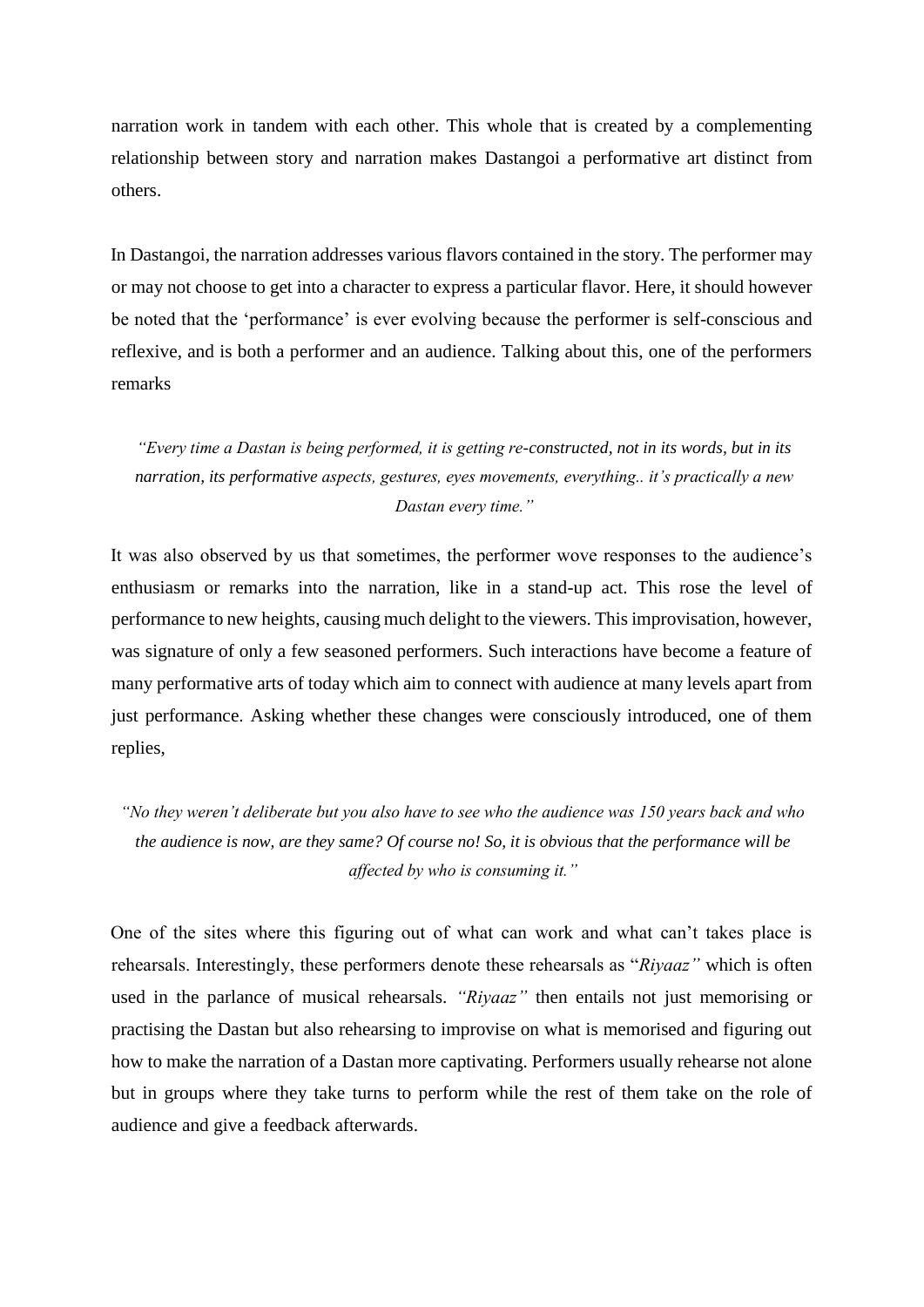narration work in tandem with each other. This whole that is created by a complementing relationship between story and narration makes Dastangoi a performative art distinct from others.

In Dastangoi, the narration addresses various flavors contained in the story. The performer may or may not choose to get into a character to express a particular flavor. Here, it should however be noted that the 'performance' is ever evolving because the performer is self-conscious and reflexive, and is both a performer and an audience. Talking about this, one of the performers remarks

> *"Every time a Dastan is being performed, it is getting re-constructed, not in its words, but in its narration, its performative aspects, gestures, eyes movements, everything.. it's practically a new Dastan every time."*

It was also observed by us that sometimes, the performer wove responses to the audience's enthusiasm or remarks into the narration, like in a stand-up act. This rose the level of performance to new heights, causing much delight to the viewers. This improvisation, however, was signature of only a few seasoned performers. Such interactions have become a feature of many performative arts of today which aim to connect with audience at many levels apart from just performance. Asking whether these changes were consciously introduced, one of them replies,

> *"No they weren't deliberate but you also have to see who the audience was 150 years back and who the audience is now, are they same? Of course no! So, it is obvious that the performance will be affected by who is consuming it."*

One of the sites where this figuring out of what can work and what can't takes place is rehearsals. Interestingly, these performers denote these rehearsals as "*Riyaaz"* which is often used in the parlance of musical rehearsals. *"Riyaaz"* then entails not just memorising or practising the Dastan but also rehearsing to improvise on what is memorised and figuring out how to make the narration of a Dastan more captivating. Performers usually rehearse not alone but in groups where they take turns to perform while the rest of them take on the role of audience and give a feedback afterwards.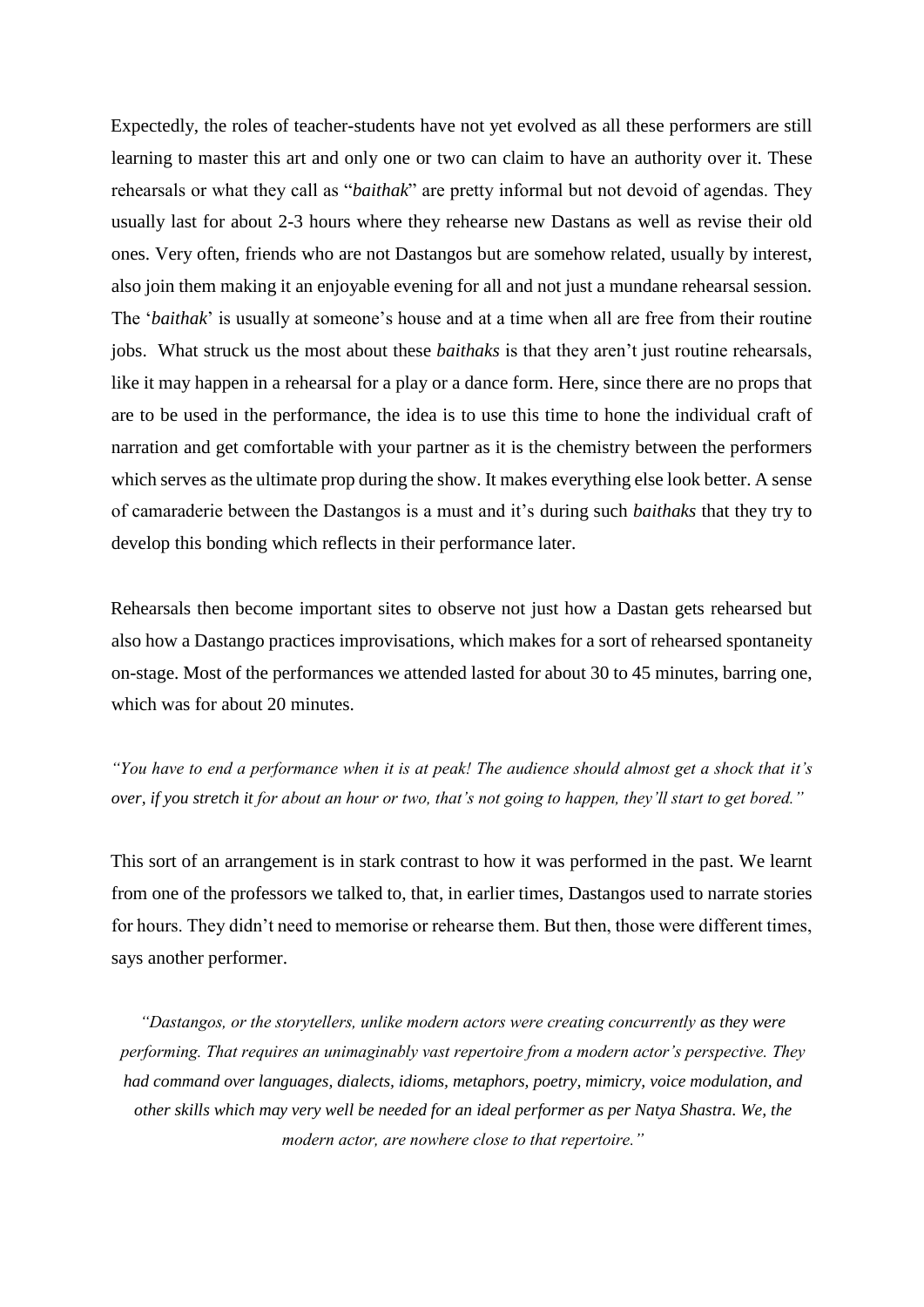Expectedly, the roles of teacher-students have not yet evolved as all these performers are still learning to master this art and only one or two can claim to have an authority over it. These rehearsals or what they call as "*baithak*" are pretty informal but not devoid of agendas. They usually last for about 2-3 hours where they rehearse new Dastans as well as revise their old ones. Very often, friends who are not Dastangos but are somehow related, usually by interest, also join them making it an enjoyable evening for all and not just a mundane rehearsal session. The '*baithak*' is usually at someone's house and at a time when all are free from their routine jobs. What struck us the most about these *baithaks* is that they aren't just routine rehearsals, like it may happen in a rehearsal for a play or a dance form. Here, since there are no props that are to be used in the performance, the idea is to use this time to hone the individual craft of narration and get comfortable with your partner as it is the chemistry between the performers which serves as the ultimate prop during the show. It makes everything else look better. A sense of camaraderie between the Dastangos is a must and it's during such *baithaks* that they try to develop this bonding which reflects in their performance later.

Rehearsals then become important sites to observe not just how a Dastan gets rehearsed but also how a Dastango practices improvisations, which makes for a sort of rehearsed spontaneity on-stage. Most of the performances we attended lasted for about 30 to 45 minutes, barring one, which was for about 20 minutes.

*"You have to end a performance when it is at peak! The audience should almost get a shock that it's over, if you stretch it for about an hour or two, that's not going to happen, they'll start to get bored."*

This sort of an arrangement is in stark contrast to how it was performed in the past. We learnt from one of the professors we talked to, that, in earlier times, Dastangos used to narrate stories for hours. They didn't need to memorise or rehearse them. But then, those were different times, says another performer.

*"Dastangos, or the storytellers, unlike modern actors were creating concurrently as they were performing. That requires an unimaginably vast repertoire from a modern actor's perspective. They had command over languages, dialects, idioms, metaphors, poetry, mimicry, voice modulation, and other skills which may very well be needed for an ideal performer as per Natya Shastra. We, the modern actor, are nowhere close to that repertoire."*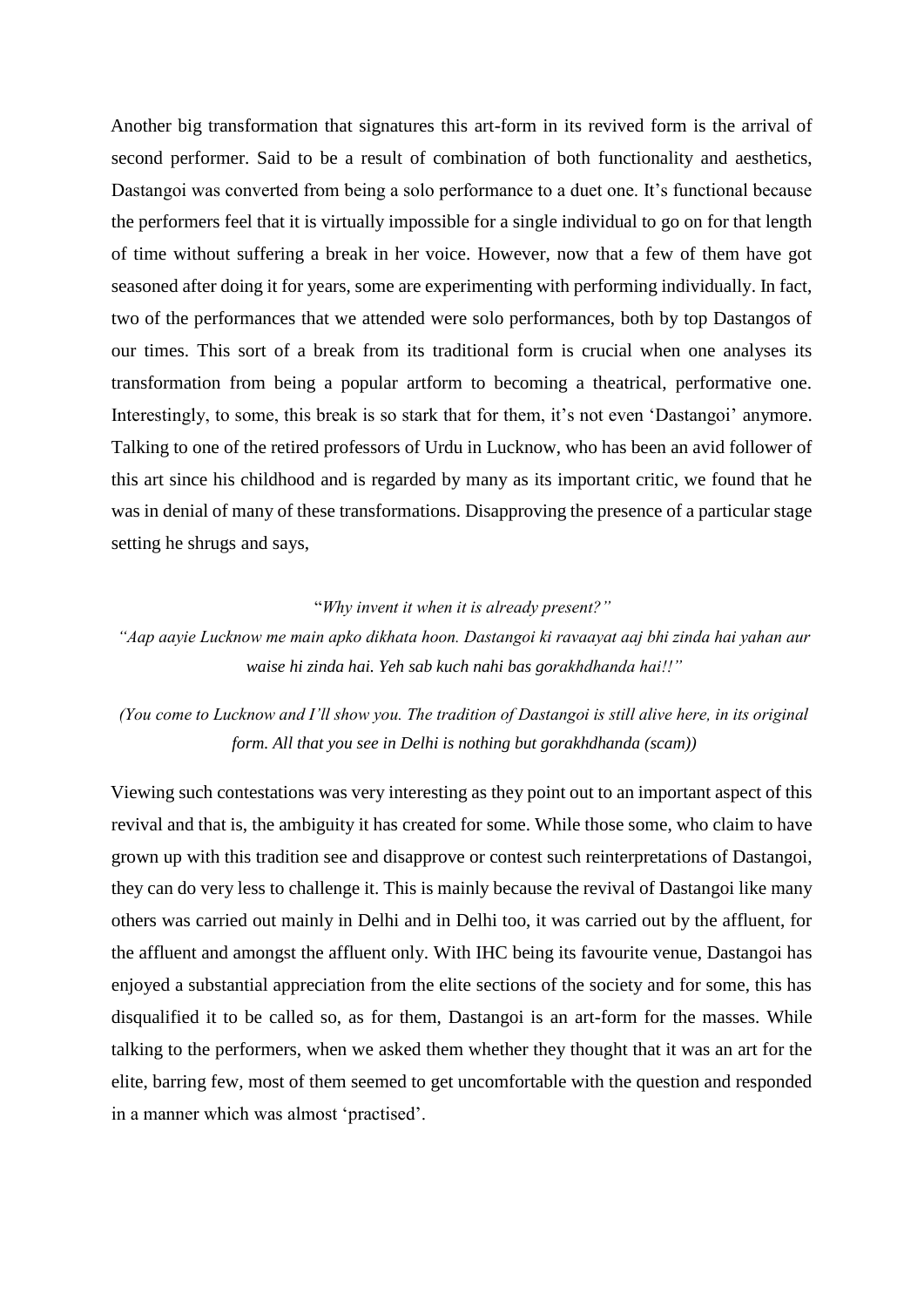Another big transformation that signatures this art-form in its revived form is the arrival of second performer. Said to be a result of combination of both functionality and aesthetics, Dastangoi was converted from being a solo performance to a duet one. It's functional because the performers feel that it is virtually impossible for a single individual to go on for that length of time without suffering a break in her voice. However, now that a few of them have got seasoned after doing it for years, some are experimenting with performing individually. In fact, two of the performances that we attended were solo performances, both by top Dastangos of our times. This sort of a break from its traditional form is crucial when one analyses its transformation from being a popular artform to becoming a theatrical, performative one. Interestingly, to some, this break is so stark that for them, it's not even 'Dastangoi' anymore. Talking to one of the retired professors of Urdu in Lucknow, who has been an avid follower of this art since his childhood and is regarded by many as its important critic, we found that he was in denial of many of these transformations. Disapproving the presence of a particular stage setting he shrugs and says,

"*Why invent it when it is already present?"*
*"Aap aayie Lucknow me main apko dikhata hoon. Dastangoi ki ravaayat aaj bhi zinda hai yahan aur waise hi zinda hai. Yeh sab kuch nahi bas gorakhdhanda hai!!"*

*(You come to Lucknow and I'll show you. The tradition of Dastangoi is still alive here, in its original form. All that you see in Delhi is nothing but gorakhdhanda (scam))*

Viewing such contestations was very interesting as they point out to an important aspect of this revival and that is, the ambiguity it has created for some. While those some, who claim to have grown up with this tradition see and disapprove or contest such reinterpretations of Dastangoi, they can do very less to challenge it. This is mainly because the revival of Dastangoi like many others was carried out mainly in Delhi and in Delhi too, it was carried out by the affluent, for the affluent and amongst the affluent only. With IHC being its favourite venue, Dastangoi has enjoyed a substantial appreciation from the elite sections of the society and for some, this has disqualified it to be called so, as for them, Dastangoi is an art-form for the masses. While talking to the performers, when we asked them whether they thought that it was an art for the elite, barring few, most of them seemed to get uncomfortable with the question and responded in a manner which was almost 'practised'.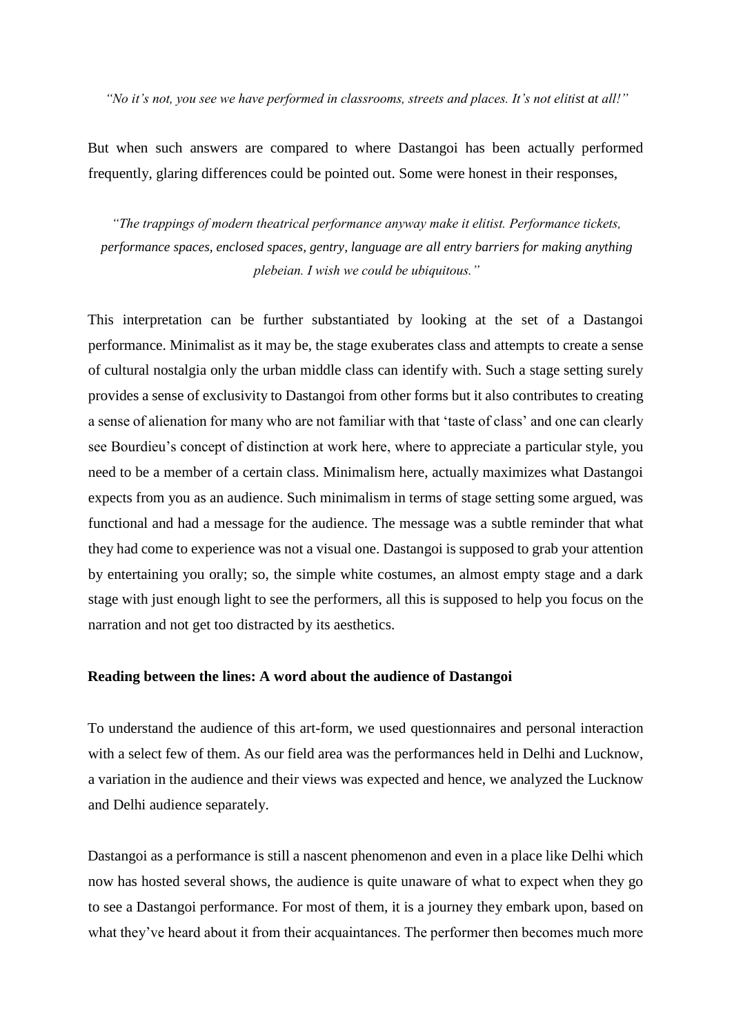*"No it's not, you see we have performed in classrooms, streets and places. It's not elitist at all!"*

But when such answers are compared to where Dastangoi has been actually performed frequently, glaring differences could be pointed out. Some were honest in their responses,

*"The trappings of modern theatrical performance anyway make it elitist. Performance tickets, performance spaces, enclosed spaces, gentry, language are all entry barriers for making anything plebeian. I wish we could be ubiquitous."*

This interpretation can be further substantiated by looking at the set of a Dastangoi performance. Minimalist as it may be, the stage exuberates class and attempts to create a sense of cultural nostalgia only the urban middle class can identify with. Such a stage setting surely provides a sense of exclusivity to Dastangoi from other forms but it also contributes to creating a sense of alienation for many who are not familiar with that 'taste of class' and one can clearly see Bourdieu's concept of distinction at work here, where to appreciate a particular style, you need to be a member of a certain class. Minimalism here, actually maximizes what Dastangoi expects from you as an audience. Such minimalism in terms of stage setting some argued, was functional and had a message for the audience. The message was a subtle reminder that what they had come to experience was not a visual one. Dastangoi is supposed to grab your attention by entertaining you orally; so, the simple white costumes, an almost empty stage and a dark stage with just enough light to see the performers, all this is supposed to help you focus on the narration and not get too distracted by its aesthetics.

**Reading between the lines: A word about the audience of Dastangoi**

To understand the audience of this art-form, we used questionnaires and personal interaction with a select few of them. As our field area was the performances held in Delhi and Lucknow, a variation in the audience and their views was expected and hence, we analyzed the Lucknow and Delhi audience separately.

Dastangoi as a performance is still a nascent phenomenon and even in a place like Delhi which now has hosted several shows, the audience is quite unaware of what to expect when they go to see a Dastangoi performance. For most of them, it is a journey they embark upon, based on what they've heard about it from their acquaintances. The performer then becomes much more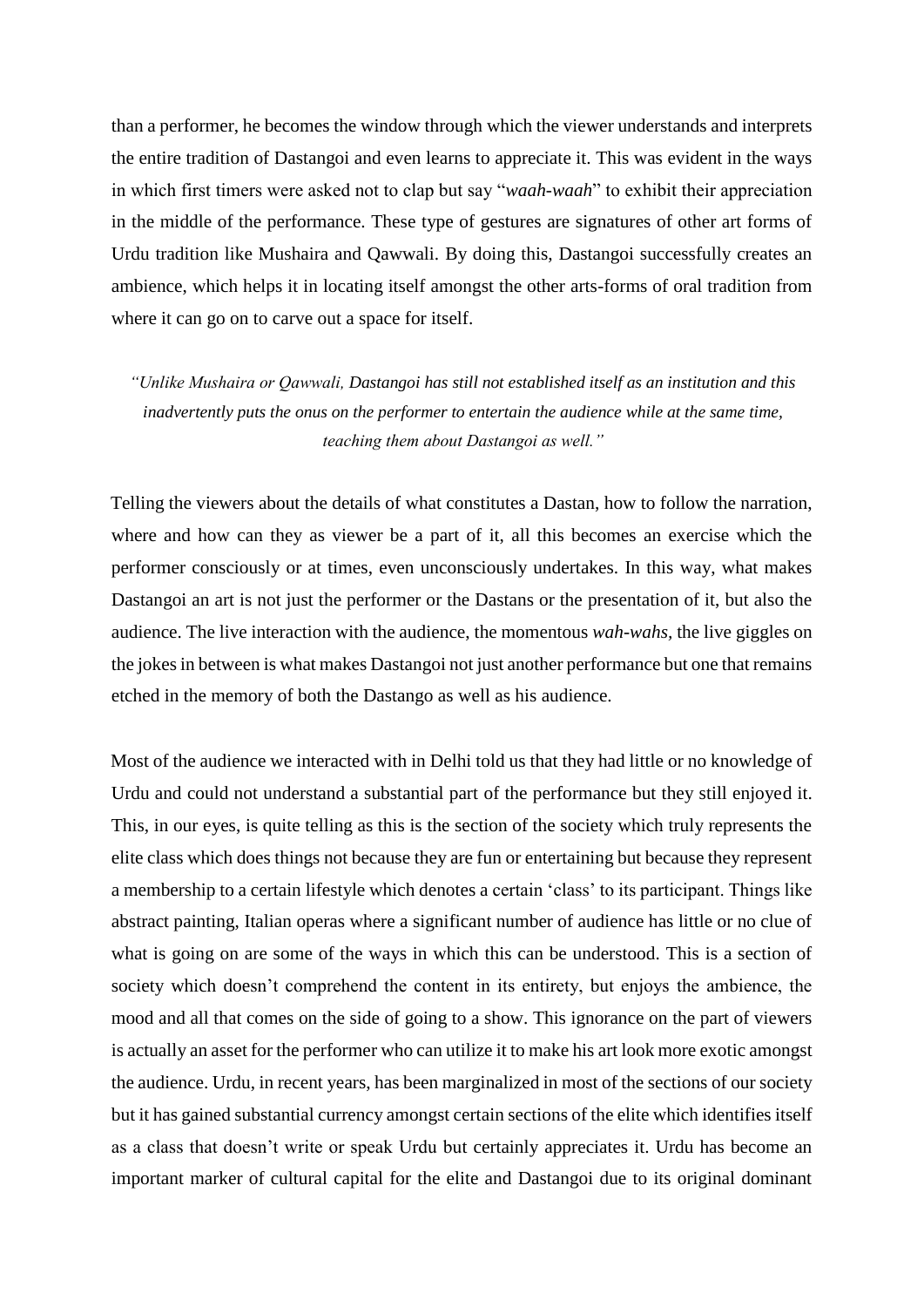than a performer, he becomes the window through which the viewer understands and interprets the entire tradition of Dastangoi and even learns to appreciate it. This was evident in the ways in which first timers were asked not to clap but say "*waah-waah*" to exhibit their appreciation in the middle of the performance. These type of gestures are signatures of other art forms of Urdu tradition like Mushaira and Qawwali. By doing this, Dastangoi successfully creates an ambience, which helps it in locating itself amongst the other arts-forms of oral tradition from where it can go on to carve out a space for itself.

> *"Unlike Mushaira or Qawwali, Dastangoi has still not established itself as an institution and this inadvertently puts the onus on the performer to entertain the audience while at the same time, teaching them about Dastangoi as well."*

Telling the viewers about the details of what constitutes a Dastan, how to follow the narration, where and how can they as viewer be a part of it, all this becomes an exercise which the performer consciously or at times, even unconsciously undertakes. In this way, what makes Dastangoi an art is not just the performer or the Dastans or the presentation of it, but also the audience. The live interaction with the audience, the momentous *wah-wahs,* the live giggles on the jokes in between is what makes Dastangoi not just another performance but one that remains etched in the memory of both the Dastango as well as his audience.

Most of the audience we interacted with in Delhi told us that they had little or no knowledge of Urdu and could not understand a substantial part of the performance but they still enjoyed it. This, in our eyes, is quite telling as this is the section of the society which truly represents the elite class which does things not because they are fun or entertaining but because they represent a membership to a certain lifestyle which denotes a certain 'class' to its participant. Things like abstract painting, Italian operas where a significant number of audience has little or no clue of what is going on are some of the ways in which this can be understood. This is a section of society which doesn't comprehend the content in its entirety, but enjoys the ambience, the mood and all that comes on the side of going to a show. This ignorance on the part of viewers is actually an asset for the performer who can utilize it to make his art look more exotic amongst the audience. Urdu, in recent years, has been marginalized in most of the sections of our society but it has gained substantial currency amongst certain sections of the elite which identifies itself as a class that doesn't write or speak Urdu but certainly appreciates it. Urdu has become an important marker of cultural capital for the elite and Dastangoi due to its original dominant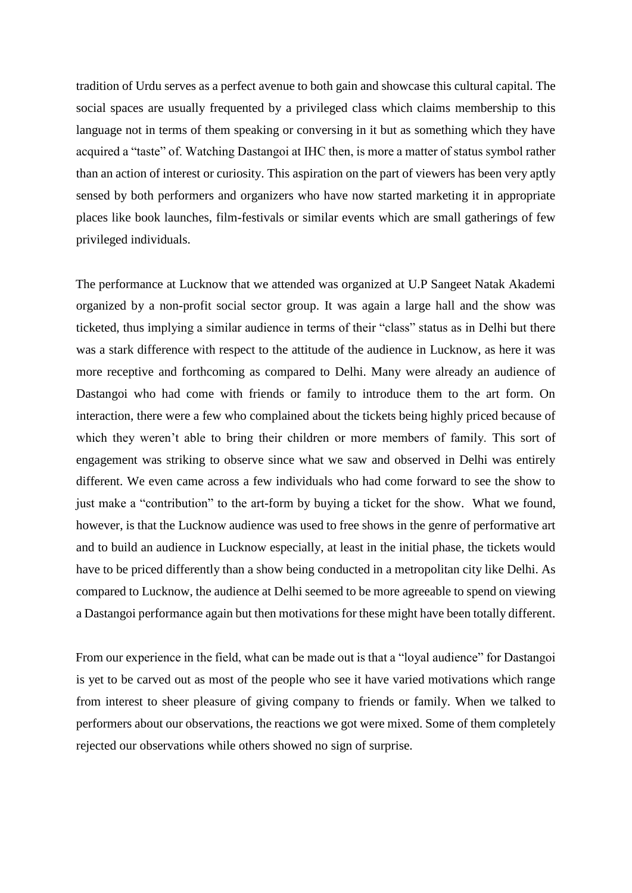tradition of Urdu serves as a perfect avenue to both gain and showcase this cultural capital. The social spaces are usually frequented by a privileged class which claims membership to this language not in terms of them speaking or conversing in it but as something which they have acquired a "taste" of. Watching Dastangoi at IHC then, is more a matter of status symbol rather than an action of interest or curiosity. This aspiration on the part of viewers has been very aptly sensed by both performers and organizers who have now started marketing it in appropriate places like book launches, film-festivals or similar events which are small gatherings of few privileged individuals.

The performance at Lucknow that we attended was organized at U.P Sangeet Natak Akademi organized by a non-profit social sector group. It was again a large hall and the show was ticketed, thus implying a similar audience in terms of their "class" status as in Delhi but there was a stark difference with respect to the attitude of the audience in Lucknow, as here it was more receptive and forthcoming as compared to Delhi. Many were already an audience of Dastangoi who had come with friends or family to introduce them to the art form. On interaction, there were a few who complained about the tickets being highly priced because of which they weren't able to bring their children or more members of family. This sort of engagement was striking to observe since what we saw and observed in Delhi was entirely different. We even came across a few individuals who had come forward to see the show to just make a "contribution" to the art-form by buying a ticket for the show. What we found, however, is that the Lucknow audience was used to free shows in the genre of performative art and to build an audience in Lucknow especially, at least in the initial phase, the tickets would have to be priced differently than a show being conducted in a metropolitan city like Delhi. As compared to Lucknow, the audience at Delhi seemed to be more agreeable to spend on viewing a Dastangoi performance again but then motivations for these might have been totally different.

From our experience in the field, what can be made out is that a "loyal audience" for Dastangoi is yet to be carved out as most of the people who see it have varied motivations which range from interest to sheer pleasure of giving company to friends or family. When we talked to performers about our observations, the reactions we got were mixed. Some of them completely rejected our observations while others showed no sign of surprise.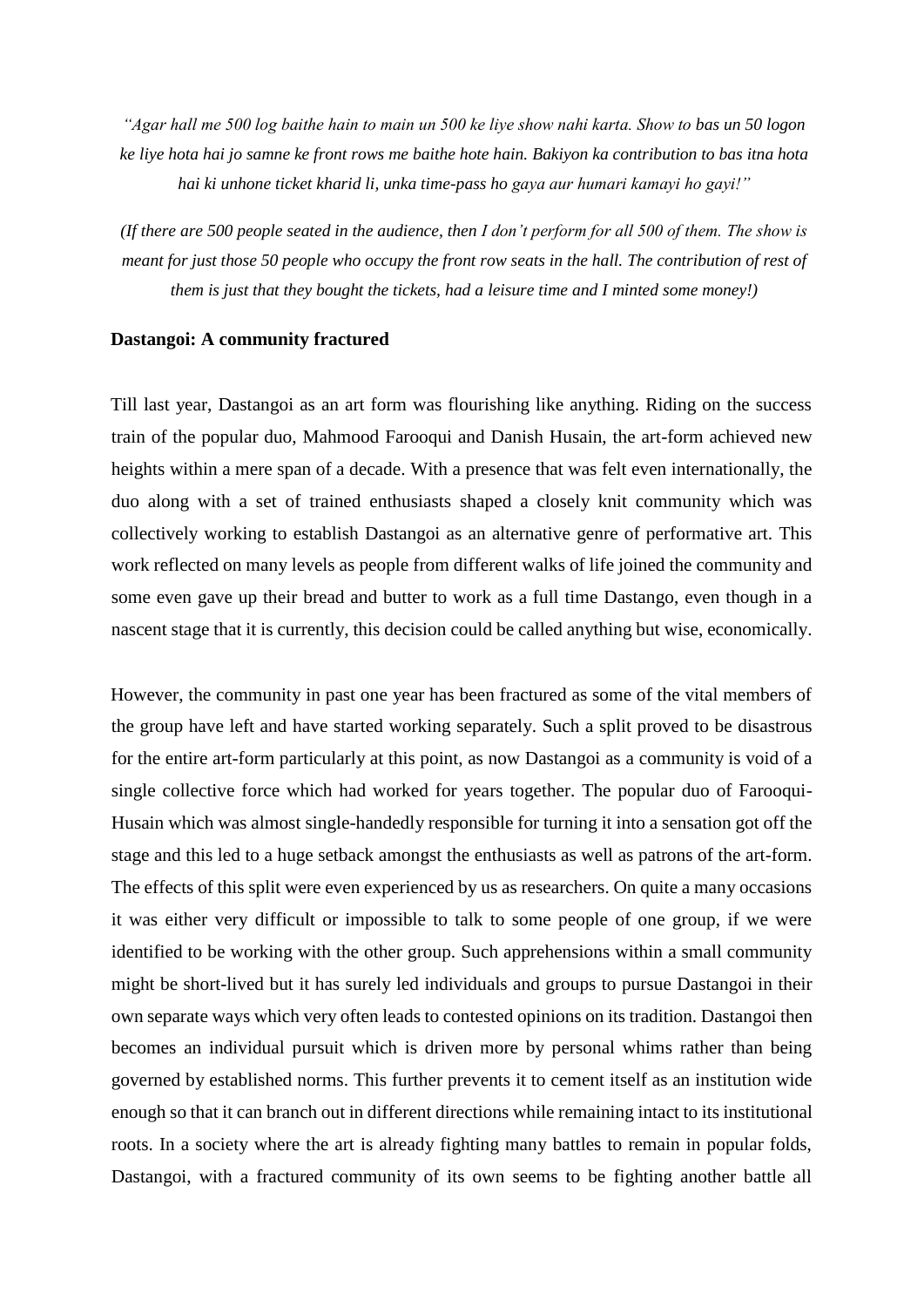*"Agar hall me 500 log baithe hain to main un 500 ke liye show nahi karta. Show to bas un 50 logon ke liye hota hai jo samne ke front rows me baithe hote hain. Bakiyon ka contribution to bas itna hota hai ki unhone ticket kharid li, unka time-pass ho gaya aur humari kamayi ho gayi!"*

*(If there are 500 people seated in the audience, then I don't perform for all 500 of them. The show is meant for just those 50 people who occupy the front row seats in the hall. The contribution of rest of them is just that they bought the tickets, had a leisure time and I minted some money!)*

**Dastangoi: A community fractured**

Till last year, Dastangoi as an art form was flourishing like anything. Riding on the success train of the popular duo, Mahmood Farooqui and Danish Husain, the art-form achieved new heights within a mere span of a decade. With a presence that was felt even internationally, the duo along with a set of trained enthusiasts shaped a closely knit community which was collectively working to establish Dastangoi as an alternative genre of performative art. This work reflected on many levels as people from different walks of life joined the community and some even gave up their bread and butter to work as a full time Dastango, even though in a nascent stage that it is currently, this decision could be called anything but wise, economically.

However, the community in past one year has been fractured as some of the vital members of the group have left and have started working separately. Such a split proved to be disastrous for the entire art-form particularly at this point, as now Dastangoi as a community is void of a single collective force which had worked for years together. The popular duo of Farooqui-Husain which was almost single-handedly responsible for turning it into a sensation got off the stage and this led to a huge setback amongst the enthusiasts as well as patrons of the art-form. The effects of this split were even experienced by us as researchers. On quite a many occasions it was either very difficult or impossible to talk to some people of one group, if we were identified to be working with the other group. Such apprehensions within a small community might be short-lived but it has surely led individuals and groups to pursue Dastangoi in their own separate ways which very often leads to contested opinions on its tradition. Dastangoi then becomes an individual pursuit which is driven more by personal whims rather than being governed by established norms. This further prevents it to cement itself as an institution wide enough so that it can branch out in different directions while remaining intact to its institutional roots. In a society where the art is already fighting many battles to remain in popular folds, Dastangoi, with a fractured community of its own seems to be fighting another battle all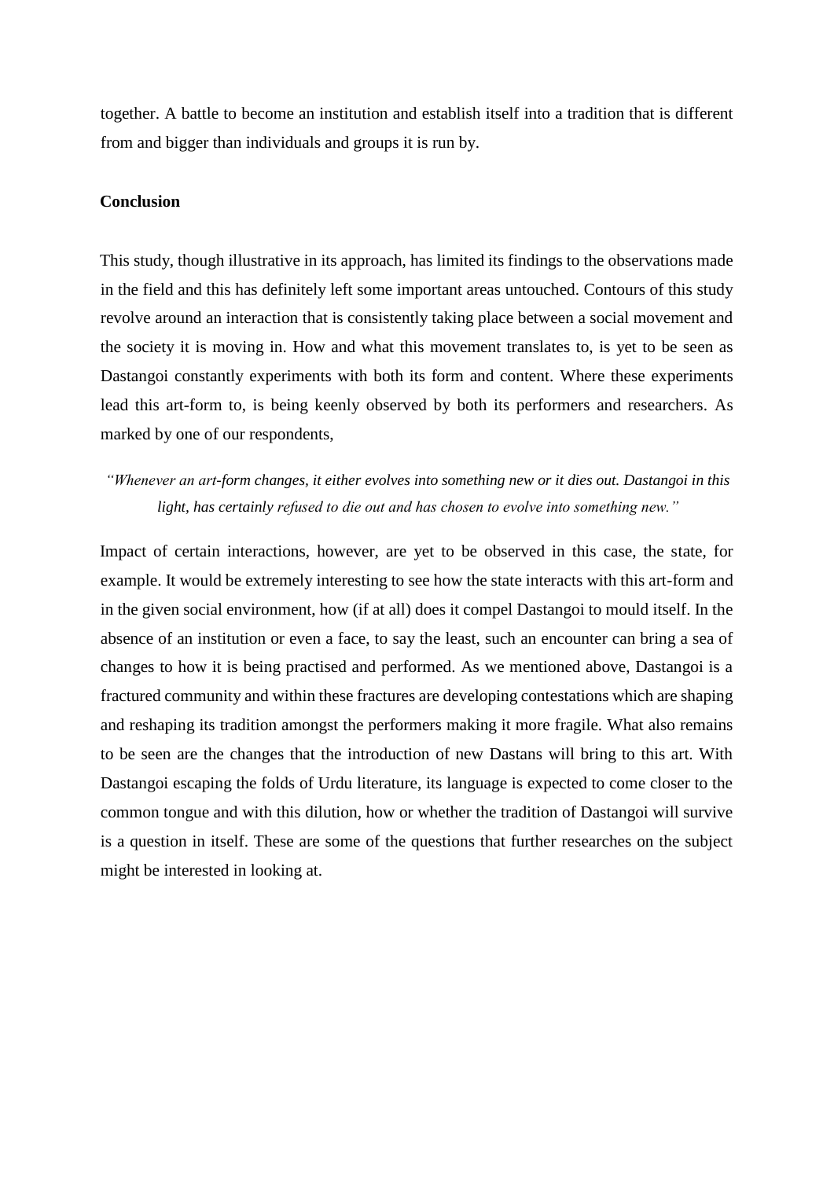together. A battle to become an institution and establish itself into a tradition that is different from and bigger than individuals and groups it is run by.

**Conclusion**

This study, though illustrative in its approach, has limited its findings to the observations made in the field and this has definitely left some important areas untouched. Contours of this study revolve around an interaction that is consistently taking place between a social movement and the society it is moving in. How and what this movement translates to, is yet to be seen as Dastangoi constantly experiments with both its form and content. Where these experiments lead this art-form to, is being keenly observed by both its performers and researchers. As marked by one of our respondents,

> *"Whenever an art-form changes, it either evolves into something new or it dies out. Dastangoi in this light, has certainly refused to die out and has chosen to evolve into something new."*

Impact of certain interactions, however, are yet to be observed in this case, the state, for example. It would be extremely interesting to see how the state interacts with this art-form and in the given social environment, how (if at all) does it compel Dastangoi to mould itself. In the absence of an institution or even a face, to say the least, such an encounter can bring a sea of changes to how it is being practised and performed. As we mentioned above, Dastangoi is a fractured community and within these fractures are developing contestations which are shaping and reshaping its tradition amongst the performers making it more fragile. What also remains to be seen are the changes that the introduction of new Dastans will bring to this art. With Dastangoi escaping the folds of Urdu literature, its language is expected to come closer to the common tongue and with this dilution, how or whether the tradition of Dastangoi will survive is a question in itself. These are some of the questions that further researches on the subject might be interested in looking at.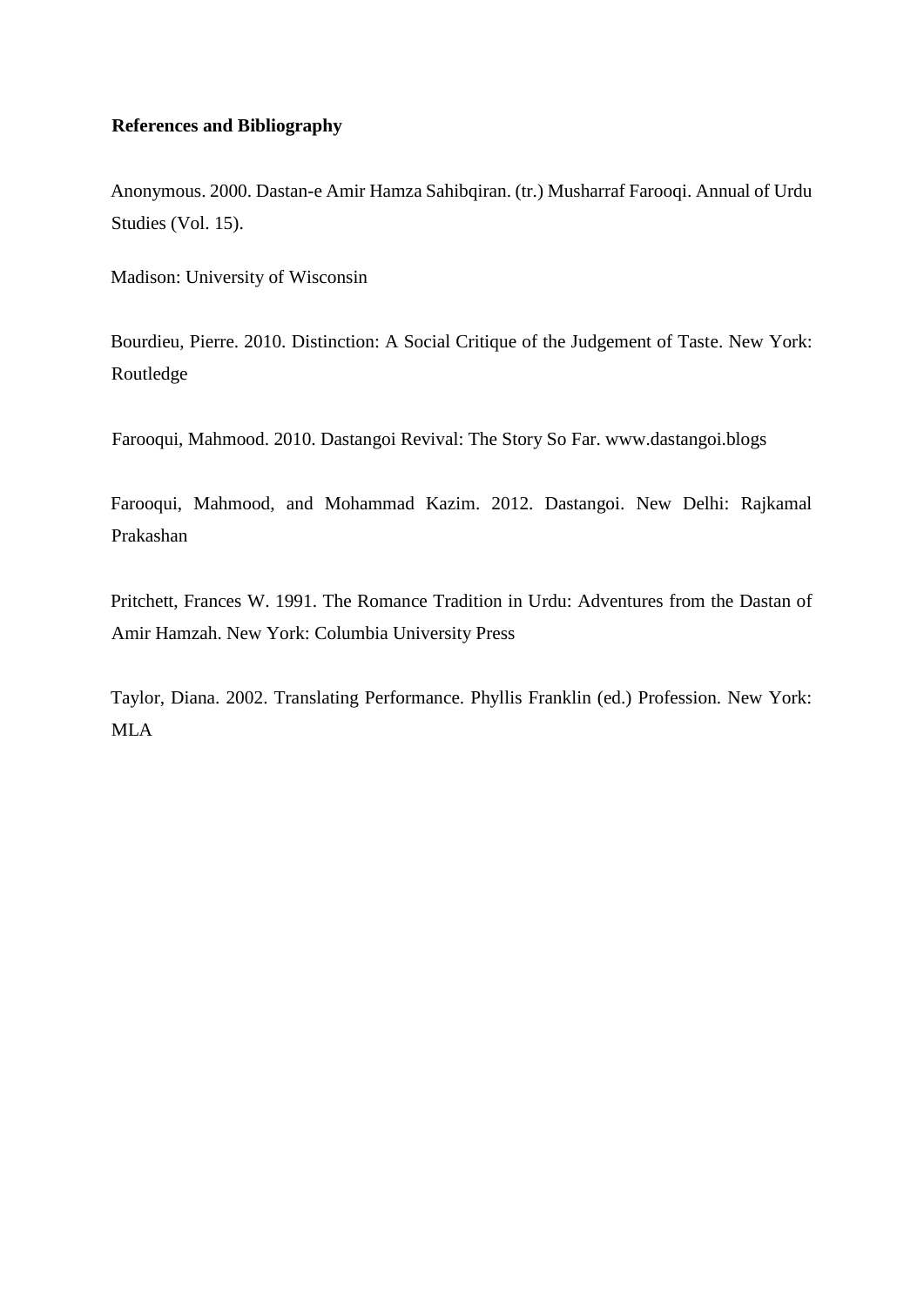**References and Bibliography**

Anonymous. 2000. Dastan-e Amir Hamza Sahibqiran. (tr.) Musharraf Farooqi. Annual of Urdu Studies (Vol. 15).

Madison: University of Wisconsin

Bourdieu, Pierre. 2010. Distinction: A Social Critique of the Judgement of Taste. New York: Routledge

Farooqui, Mahmood. 2010. Dastangoi Revival: The Story So Far. www.dastangoi.blogs

Farooqui, Mahmood, and Mohammad Kazim. 2012. Dastangoi. New Delhi: Rajkamal Prakashan

Pritchett, Frances W. 1991. The Romance Tradition in Urdu: Adventures from the Dastan of Amir Hamzah. New York: Columbia University Press

Taylor, Diana. 2002. Translating Performance. Phyllis Franklin (ed.) Profession. New York: MLA